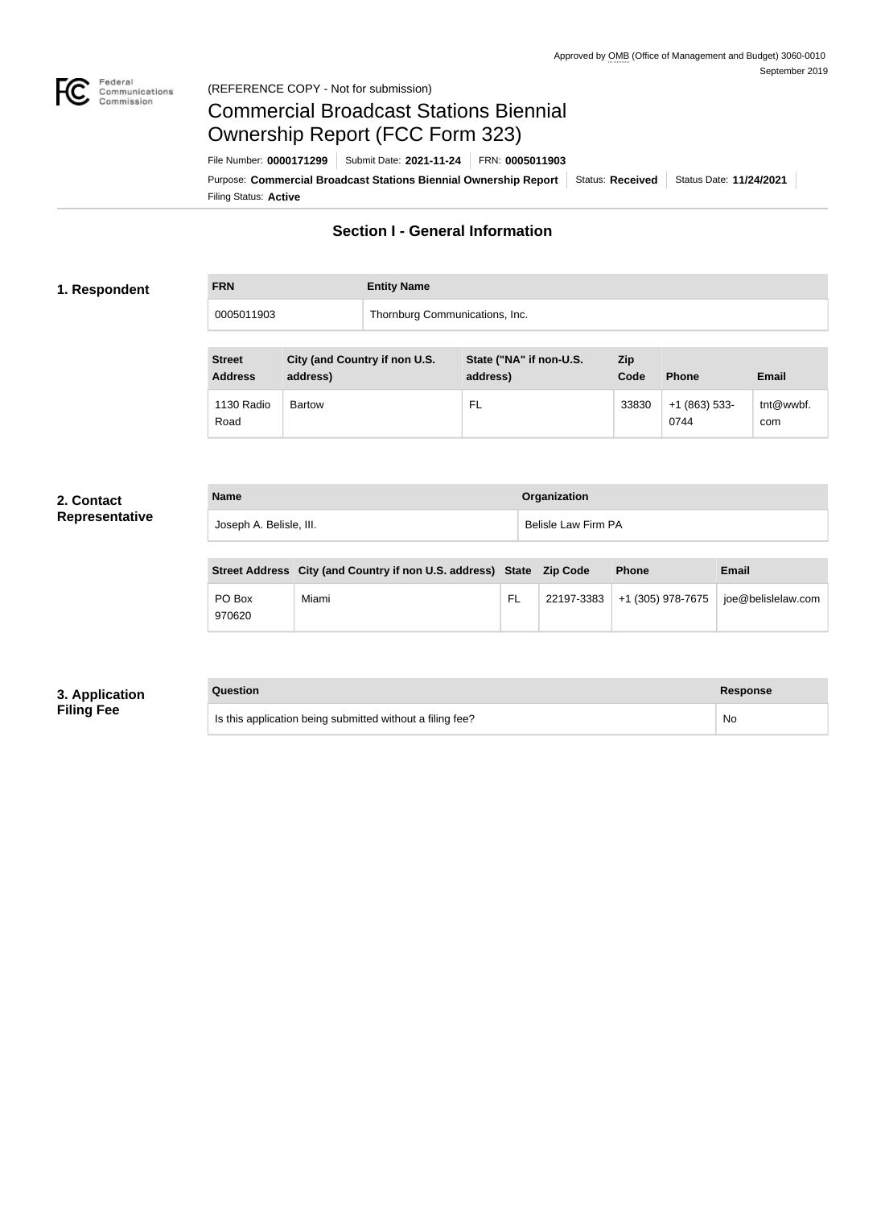Approved by OMB (Office of Management and Budget) 3060-0010
September 2019

(REFERENCE COPY - Not for submission)

# Commercial Broadcast Stations Biennial Ownership Report (FCC Form 323)

File Number: **0000171299** | Submit Date: **2021-11-24** | FRN: **0005011903**

Purpose: **Commercial Broadcast Stations Biennial Ownership Report** | Status: **Received** | Status Date: **11/24/2021**

Filing Status: **Active**

## Section I - General Information

### 1. Respondent

| FRN | Entity Name |
| --- | --- |
| 0005011903 | Thornburg Communications, Inc. |

| Street Address | City (and Country if non U.S. address) | State ("NA" if non-U.S. address) | Zip Code | Phone | Email |
| --- | --- | --- | --- | --- | --- |
| 1130 Radio Road | Bartow | FL | 33830 | +1 (863) 533-0744 | tnt@wwbf.com |

### 2. Contact Representative

| Name | Organization |
| --- | --- |
| Joseph A. Belisle, III. | Belisle Law Firm PA |

| Street Address | City (and Country if non U.S. address) | State | Zip Code | Phone | Email |
| --- | --- | --- | --- | --- | --- |
| PO Box 970620 | Miami | FL | 22197-3383 | +1 (305) 978-7675 | joe@belislelaw.com |

### 3. Application Filing Fee

| Question | Response |
| --- | --- |
| Is this application being submitted without a filing fee? | No |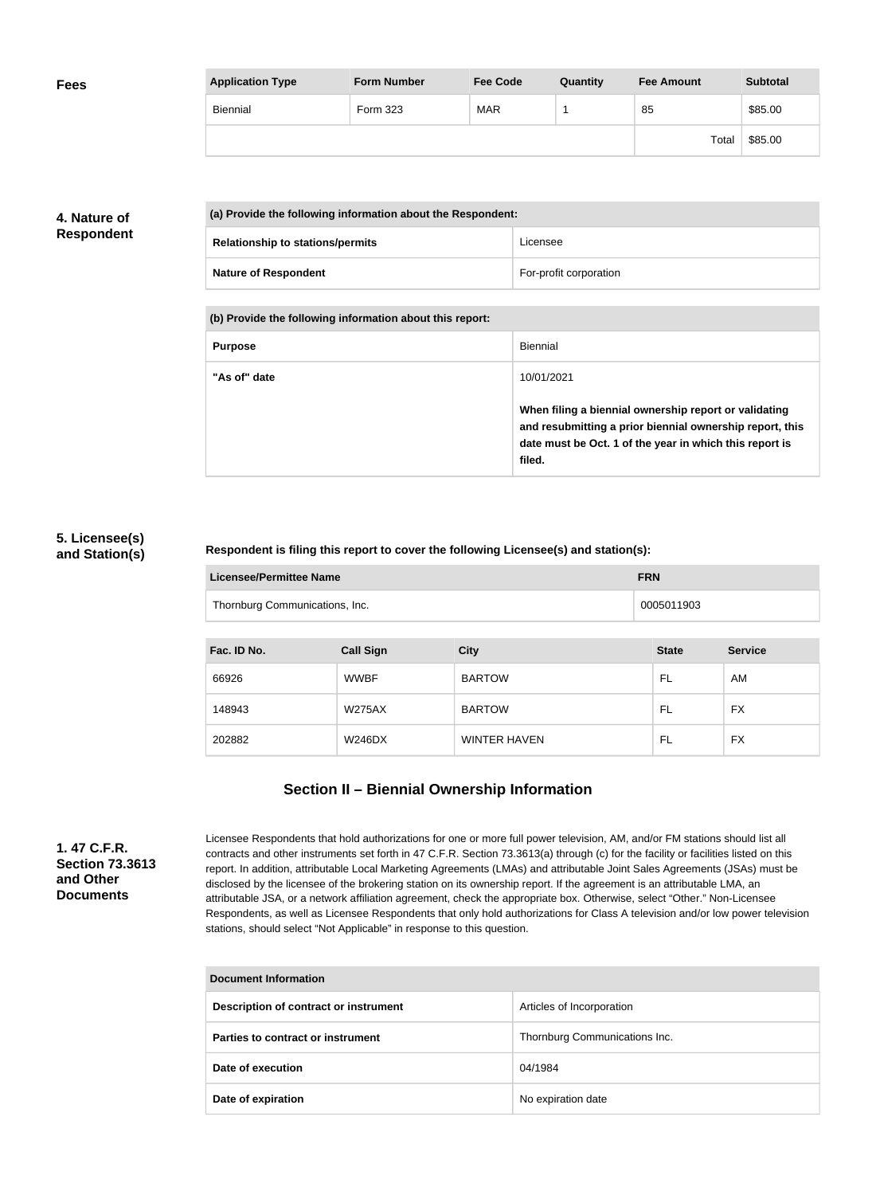**Fees**

| Application Type | Form Number | Fee Code | Quantity | Fee Amount | Subtotal |
| --- | --- | --- | --- | --- | --- |
| Biennial | Form 323 | MAR | 1 | 85 | $85.00 |
| | | | | Total | $85.00 |

**4. Nature of Respondent**

| (a) Provide the following information about the Respondent: | |
| --- | --- |
| **Relationship to stations/permits** | Licensee |
| **Nature of Respondent** | For-profit corporation |

| (b) Provide the following information about this report: | |
| --- | --- |
| **Purpose** | Biennial |
| **"As of" date** | 10/01/2021<br><br>**When filing a biennial ownership report or validating and resubmitting a prior biennial ownership report, this date must be Oct. 1 of the year in which this report is filed.** |

**5. Licensee(s) and Station(s)**

**Respondent is filing this report to cover the following Licensee(s) and station(s):**

| Licensee/Permittee Name | FRN |
| --- | --- |
| Thornburg Communications, Inc. | 0005011903 |

| Fac. ID No. | Call Sign | City | State | Service |
| --- | --- | --- | --- | --- |
| 66926 | WWBF | BARTOW | FL | AM |
| 148943 | W275AX | BARTOW | FL | FX |
| 202882 | W246DX | WINTER HAVEN | FL | FX |

## Section II – Biennial Ownership Information

**1. 47 C.F.R. Section 73.3613 and Other Documents**

Licensee Respondents that hold authorizations for one or more full power television, AM, and/or FM stations should list all contracts and other instruments set forth in 47 C.F.R. Section 73.3613(a) through (c) for the facility or facilities listed on this report. In addition, attributable Local Marketing Agreements (LMAs) and attributable Joint Sales Agreements (JSAs) must be disclosed by the licensee of the brokering station on its ownership report. If the agreement is an attributable LMA, an attributable JSA, or a network affiliation agreement, check the appropriate box. Otherwise, select "Other." Non-Licensee Respondents, as well as Licensee Respondents that only hold authorizations for Class A television and/or low power television stations, should select "Not Applicable" in response to this question.

| Document Information | |
| --- | --- |
| **Description of contract or instrument** | Articles of Incorporation |
| **Parties to contract or instrument** | Thornburg Communications Inc. |
| **Date of execution** | 04/1984 |
| **Date of expiration** | No expiration date |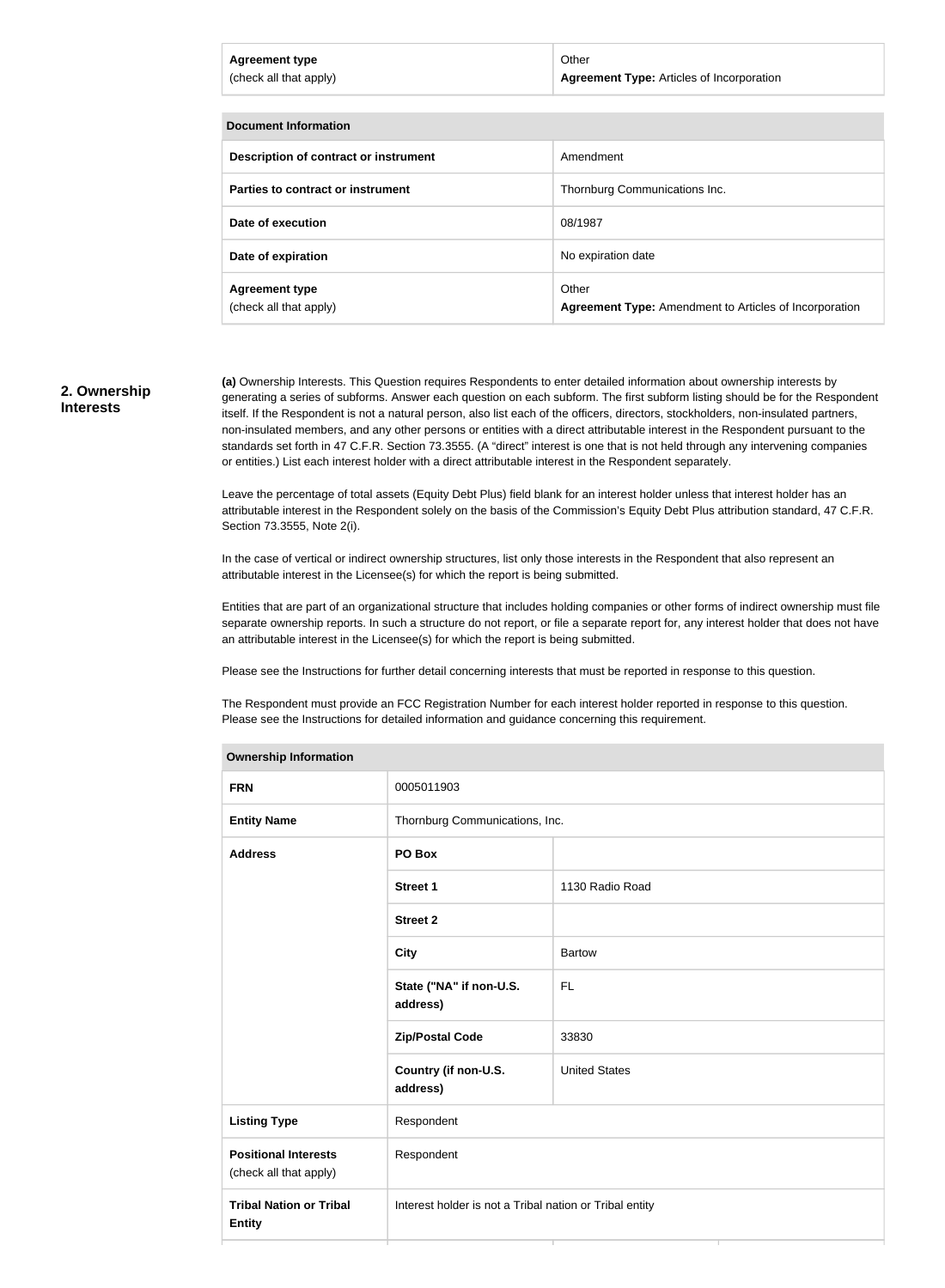| Agreement type (check all that apply) | Other<br>**Agreement Type:** Articles of Incorporation |
|---|---|

| Document Information | |
|---|---|
| **Description of contract or instrument** | Amendment |
| **Parties to contract or instrument** | Thornburg Communications Inc. |
| **Date of execution** | 08/1987 |
| **Date of expiration** | No expiration date |
| **Agreement type** (check all that apply) | Other<br>**Agreement Type:** Amendment to Articles of Incorporation |

## 2. Ownership Interests

**(a)** Ownership Interests. This Question requires Respondents to enter detailed information about ownership interests by generating a series of subforms. Answer each question on each subform. The first subform listing should be for the Respondent itself. If the Respondent is not a natural person, also list each of the officers, directors, stockholders, non-insulated partners, non-insulated members, and any other persons or entities with a direct attributable interest in the Respondent pursuant to the standards set forth in 47 C.F.R. Section 73.3555. (A "direct" interest is one that is not held through any intervening companies or entities.) List each interest holder with a direct attributable interest in the Respondent separately.

Leave the percentage of total assets (Equity Debt Plus) field blank for an interest holder unless that interest holder has an attributable interest in the Respondent solely on the basis of the Commission's Equity Debt Plus attribution standard, 47 C.F.R. Section 73.3555, Note 2(i).

In the case of vertical or indirect ownership structures, list only those interests in the Respondent that also represent an attributable interest in the Licensee(s) for which the report is being submitted.

Entities that are part of an organizational structure that includes holding companies or other forms of indirect ownership must file separate ownership reports. In such a structure do not report, or file a separate report for, any interest holder that does not have an attributable interest in the Licensee(s) for which the report is being submitted.

Please see the Instructions for further detail concerning interests that must be reported in response to this question.

The Respondent must provide an FCC Registration Number for each interest holder reported in response to this question. Please see the Instructions for detailed information and guidance concerning this requirement.

| Ownership Information | | |
|---|---|---|
| **FRN** | 0005011903 | |
| **Entity Name** | Thornburg Communications, Inc. | |
| **Address** | **PO Box** | |
| | **Street 1** | 1130 Radio Road |
| | **Street 2** | |
| | **City** | Bartow |
| | **State ("NA" if non-U.S. address)** | FL |
| | **Zip/Postal Code** | 33830 |
| | **Country (if non-U.S. address)** | United States |
| **Listing Type** | Respondent | |
| **Positional Interests** (check all that apply) | Respondent | |
| **Tribal Nation or Tribal Entity** | Interest holder is not a Tribal nation or Tribal entity | |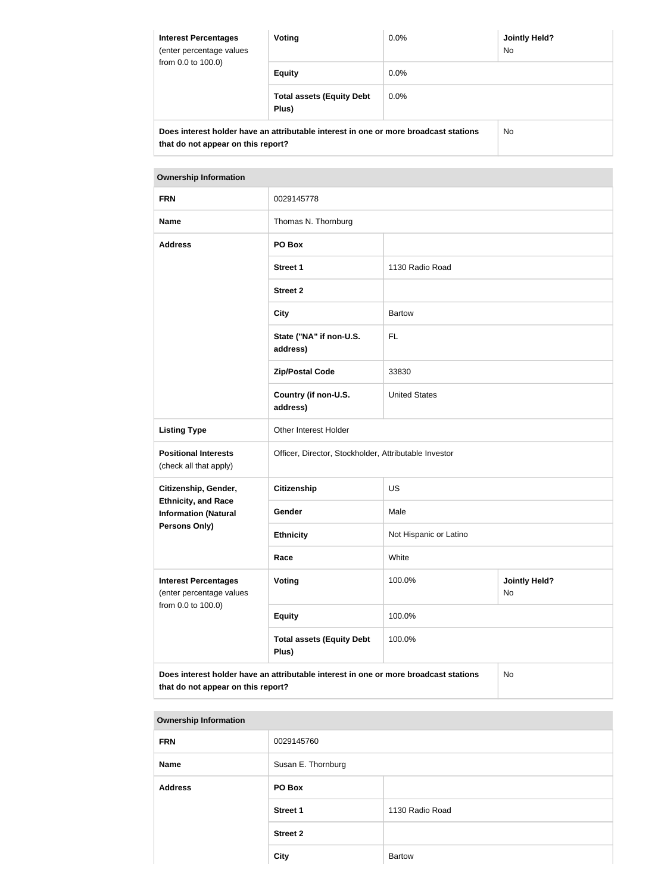| Interest Percentages (enter percentage values from 0.0 to 100.0) | Voting | 0.0% | Jointly Held? No |
| --- | --- | --- | --- |
| | Equity | 0.0% | |
| | Total assets (Equity Debt Plus) | 0.0% | |
| Does interest holder have an attributable interest in one or more broadcast stations that do not appear on this report? | | | No |

| Ownership Information | | | |
| --- | --- | --- | --- |
| FRN | 0029145778 | | |
| Name | Thomas N. Thornburg | | |
| Address | PO Box | | |
| | Street 1 | 1130 Radio Road | |
| | Street 2 | | |
| | City | Bartow | |
| | State ("NA" if non-U.S. address) | FL | |
| | Zip/Postal Code | 33830 | |
| | Country (if non-U.S. address) | United States | |
| Listing Type | Other Interest Holder | | |
| Positional Interests (check all that apply) | Officer, Director, Stockholder, Attributable Investor | | |
| Citizenship, Gender, Ethnicity, and Race Information (Natural Persons Only) | Citizenship | US | |
| | Gender | Male | |
| | Ethnicity | Not Hispanic or Latino | |
| | Race | White | |
| Interest Percentages (enter percentage values from 0.0 to 100.0) | Voting | 100.0% | Jointly Held? No |
| | Equity | 100.0% | |
| | Total assets (Equity Debt Plus) | 100.0% | |
| Does interest holder have an attributable interest in one or more broadcast stations that do not appear on this report? | | | No |

| Ownership Information | | |
| --- | --- | --- |
| FRN | 0029145760 | |
| Name | Susan E. Thornburg | |
| Address | PO Box | |
| | Street 1 | 1130 Radio Road |
| | Street 2 | |
| | City | Bartow |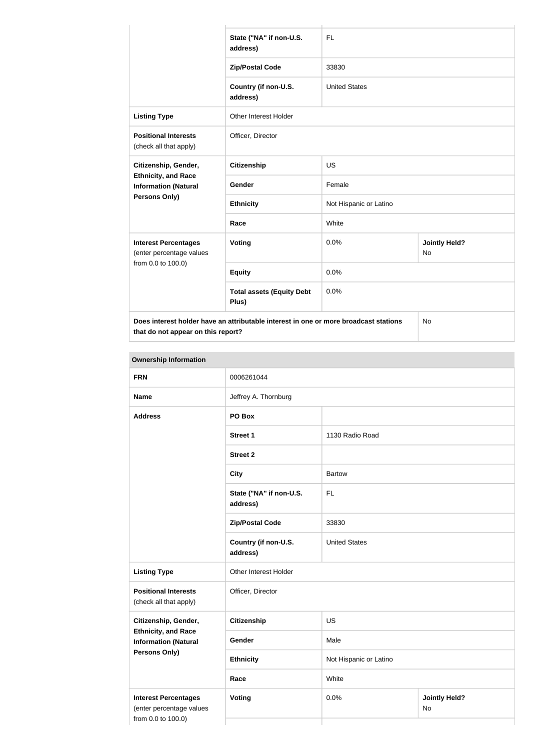| | | | |
|---|---|---|---|
| | State ("NA" if non-U.S. address) | FL | |
| | Zip/Postal Code | 33830 | |
| | Country (if non-U.S. address) | United States | |
| **Listing Type** | Other Interest Holder | | |
| **Positional Interests** (check all that apply) | Officer, Director | | |
| **Citizenship, Gender, Ethnicity, and Race Information (Natural Persons Only)** | **Citizenship** | US | |
| | **Gender** | Female | |
| | **Ethnicity** | Not Hispanic or Latino | |
| | **Race** | White | |
| **Interest Percentages** (enter percentage values from 0.0 to 100.0) | **Voting** | 0.0% | **Jointly Held?** No |
| | **Equity** | 0.0% | |
| | **Total assets (Equity Debt Plus)** | 0.0% | |
| **Does interest holder have an attributable interest in one or more broadcast stations that do not appear on this report?** | | | No |

| **Ownership Information** | | | |
|---|---|---|---|
| **FRN** | 0006261044 | | |
| **Name** | Jeffrey A. Thornburg | | |
| **Address** | **PO Box** | | |
| | **Street 1** | 1130 Radio Road | |
| | **Street 2** | | |
| | **City** | Bartow | |
| | **State ("NA" if non-U.S. address)** | FL | |
| | **Zip/Postal Code** | 33830 | |
| | **Country (if non-U.S. address)** | United States | |
| **Listing Type** | Other Interest Holder | | |
| **Positional Interests** (check all that apply) | Officer, Director | | |
| **Citizenship, Gender, Ethnicity, and Race Information (Natural Persons Only)** | **Citizenship** | US | |
| | **Gender** | Male | |
| | **Ethnicity** | Not Hispanic or Latino | |
| | **Race** | White | |
| **Interest Percentages** (enter percentage values from 0.0 to 100.0) | **Voting** | 0.0% | **Jointly Held?** No |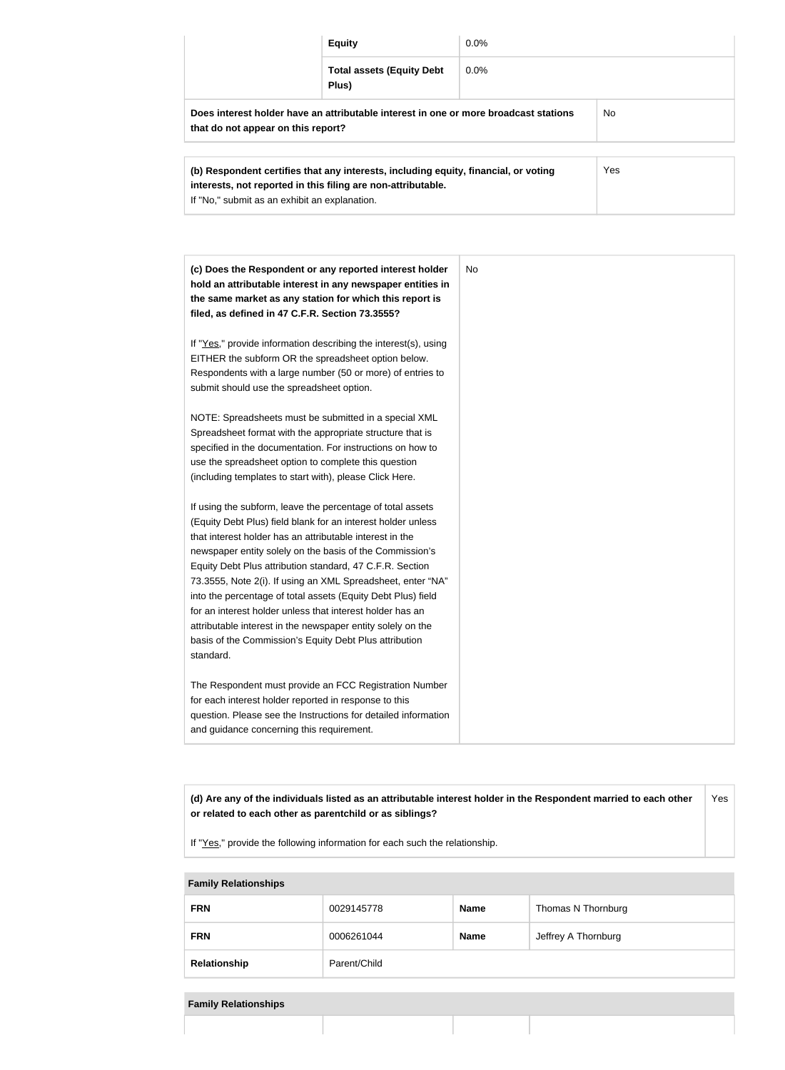| | | |
|---|---|---|
| | **Equity** | 0.0% |
| | **Total assets (Equity Debt Plus)** | 0.0% |
| **Does interest holder have an attributable interest in one or more broadcast stations that do not appear on this report?** | | No |

| | |
|---|---|
| **(b) Respondent certifies that any interests, including equity, financial, or voting interests, not reported in this filing are non-attributable.**<br>If "No," submit as an exhibit an explanation. | Yes |

| | |
|---|---|
| **(c) Does the Respondent or any reported interest holder hold an attributable interest in any newspaper entities in the same market as any station for which this report is filed, as defined in 47 C.F.R. Section 73.3555?**<br><br>If "Yes," provide information describing the interest(s), using EITHER the subform OR the spreadsheet option below. Respondents with a large number (50 or more) of entries to submit should use the spreadsheet option.<br><br>NOTE: Spreadsheets must be submitted in a special XML Spreadsheet format with the appropriate structure that is specified in the documentation. For instructions on how to use the spreadsheet option to complete this question (including templates to start with), please Click Here.<br><br>If using the subform, leave the percentage of total assets (Equity Debt Plus) field blank for an interest holder unless that interest holder has an attributable interest in the newspaper entity solely on the basis of the Commission's Equity Debt Plus attribution standard, 47 C.F.R. Section 73.3555, Note 2(i). If using an XML Spreadsheet, enter "NA" into the percentage of total assets (Equity Debt Plus) field for an interest holder unless that interest holder has an attributable interest in the newspaper entity solely on the basis of the Commission's Equity Debt Plus attribution standard.<br><br>The Respondent must provide an FCC Registration Number for each interest holder reported in response to this question. Please see the Instructions for detailed information and guidance concerning this requirement. | No |

| | |
|---|---|
| **(d) Are any of the individuals listed as an attributable interest holder in the Respondent married to each other or related to each other as parentchild or as siblings?**<br><br>If "Yes," provide the following information for each such the relationship. | Yes |

| **Family Relationships** | | | |
|---|---|---|---|
| **FRN** | 0029145778 | **Name** | Thomas N Thornburg |
| **FRN** | 0006261044 | **Name** | Jeffrey A Thornburg |
| **Relationship** | Parent/Child | | |

| **Family Relationships** | | | |
|---|---|---|---|
| | | | |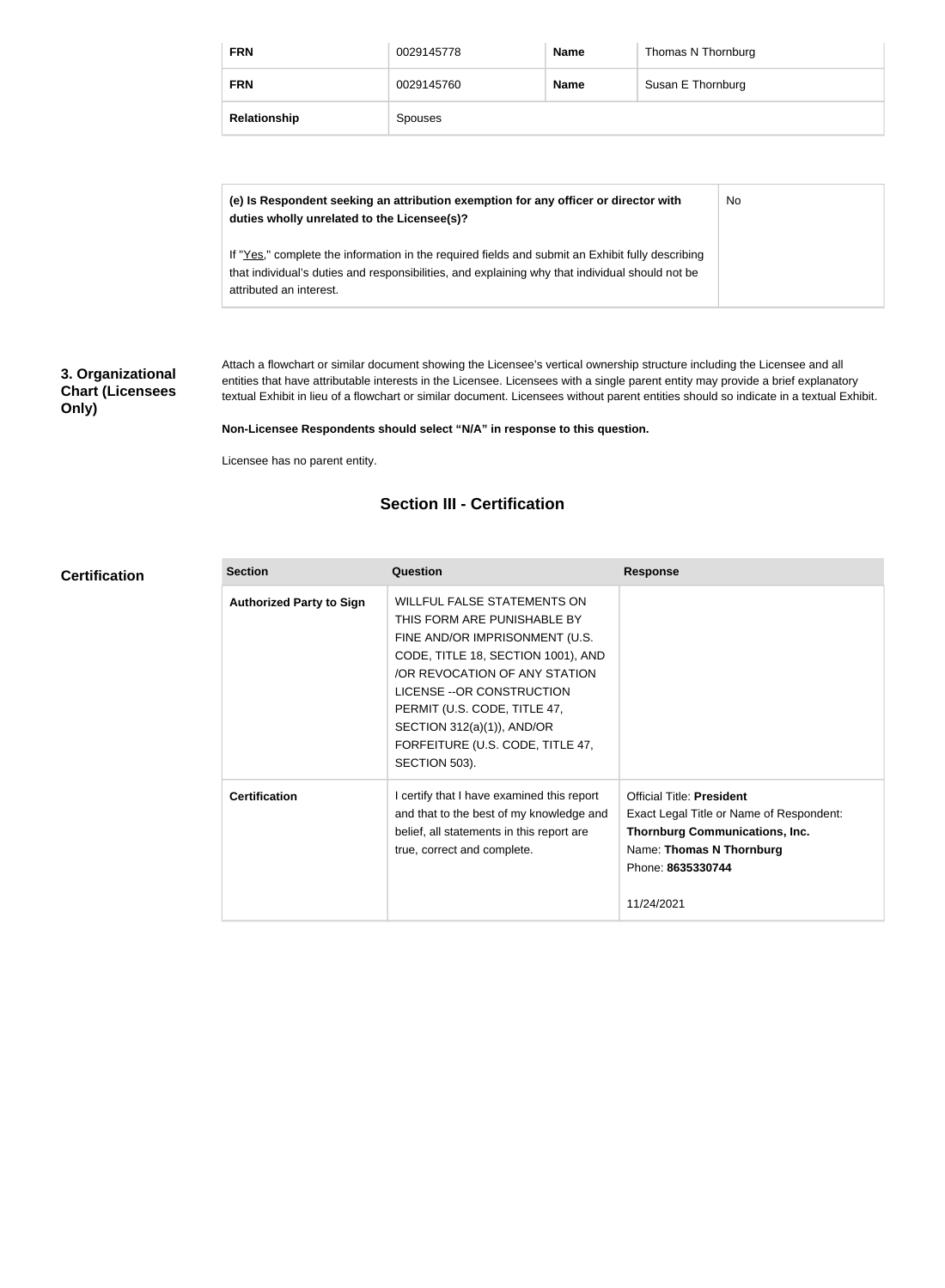| | | | |
|---|---|---|---|
| **FRN** | 0029145778 | **Name** | Thomas N Thornburg |
| **FRN** | 0029145760 | **Name** | Susan E Thornburg |
| **Relationship** | Spouses | | |

| | |
|---|---|
| **(e) Is Respondent seeking an attribution exemption for any officer or director with duties wholly unrelated to the Licensee(s)?**<br><br>If "Yes," complete the information in the required fields and submit an Exhibit fully describing that individual's duties and responsibilities, and explaining why that individual should not be attributed an interest. | No |

**3. Organizational Chart (Licensees Only)**

Attach a flowchart or similar document showing the Licensee's vertical ownership structure including the Licensee and all entities that have attributable interests in the Licensee. Licensees with a single parent entity may provide a brief explanatory textual Exhibit in lieu of a flowchart or similar document. Licensees without parent entities should so indicate in a textual Exhibit.

**Non-Licensee Respondents should select "N/A" in response to this question.**

Licensee has no parent entity.

## Section III - Certification

**Certification**

| Section | Question | Response |
|---|---|---|
| **Authorized Party to Sign** | WILLFUL FALSE STATEMENTS ON THIS FORM ARE PUNISHABLE BY FINE AND/OR IMPRISONMENT (U.S. CODE, TITLE 18, SECTION 1001), AND /OR REVOCATION OF ANY STATION LICENSE --OR CONSTRUCTION PERMIT (U.S. CODE, TITLE 47, SECTION 312(a)(1)), AND/OR FORFEITURE (U.S. CODE, TITLE 47, SECTION 503). | |
| **Certification** | I certify that I have examined this report and that to the best of my knowledge and belief, all statements in this report are true, correct and complete. | Official Title: **President**<br>Exact Legal Title or Name of Respondent: **Thornburg Communications, Inc.**<br>Name: **Thomas N Thornburg**<br>Phone: **8635330744**<br><br>11/24/2021 |